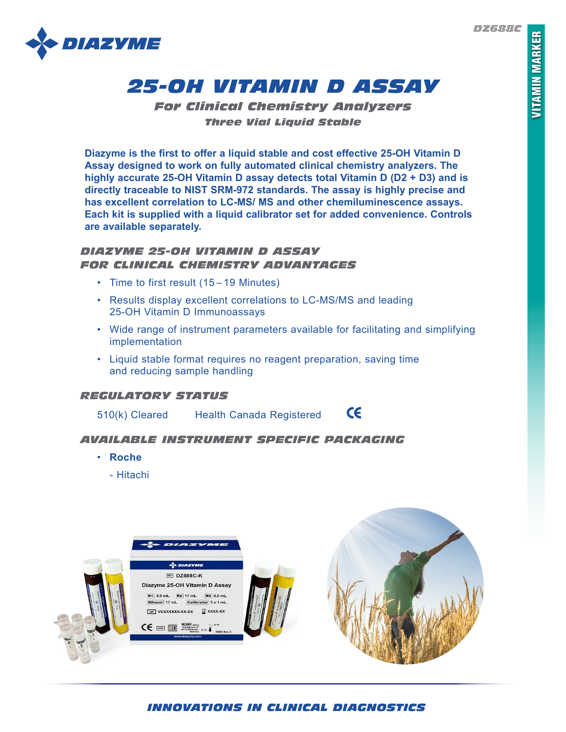DIAZYME

DZ688C

VITAMIN MARKER

# 25-OH VITAMIN D ASSAY

### For Clinical Chemistry Analyzers

### Three Vial Liquid Stable

**Diazyme is the first to offer a liquid stable and cost effective 25-OH Vitamin D Assay designed to work on fully automated clinical chemistry analyzers. The highly accurate 25-OH Vitamin D assay detects total Vitamin D (D2 + D3) and is directly traceable to NIST SRM-972 standards. The assay is highly precise and has excellent correlation to LC-MS/ MS and other chemiluminescence assays. Each kit is supplied with a liquid calibrator set for added convenience. Controls are available separately.**

## DIAZYME 25-OH VITAMIN D ASSAY FOR CLINICAL CHEMISTRY ADVANTAGES

- Time to first result (15 – 19 Minutes)
- Results display excellent correlations to LC-MS/MS and leading 25-OH Vitamin D Immunoassays
- Wide range of instrument parameters available for facilitating and simplifying implementation
- Liquid stable format requires no reagent preparation, saving time and reducing sample handling

## REGULATORY STATUS

510(k) Cleared     Health Canada Registered     CE

## AVAILABLE INSTRUMENT SPECIFIC PACKAGING

- **Roche**
  - Hitachi

## INNOVATIONS IN CLINICAL DIAGNOSTICS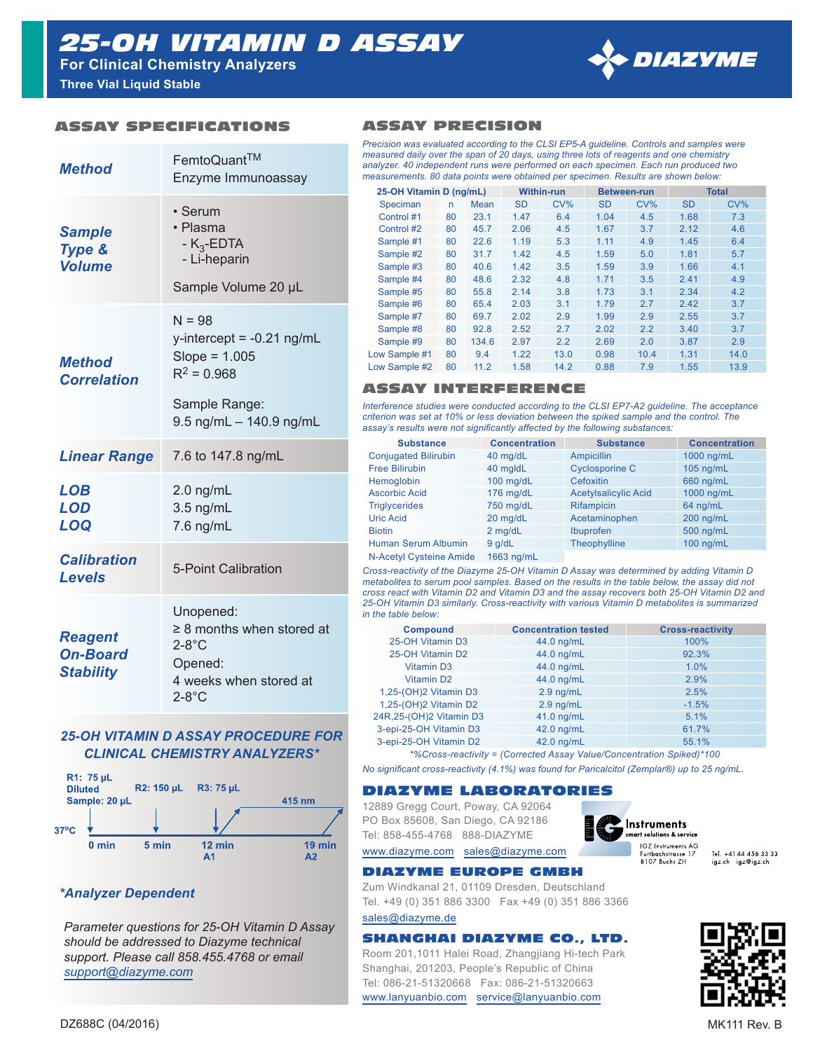# 25-OH VITAMIN D ASSAY

**For Clinical Chemistry Analyzers**

**Three Vial Liquid Stable**

DIAZYME

## ASSAY SPECIFICATIONS

| | |
|---|---|
| ***Method*** | FemtoQuant™ Enzyme Immunoassay |
| ***Sample Type & Volume*** | • Serum<br>• Plasma<br>- $K_3$-EDTA<br>- Li-heparin<br><br>Sample Volume 20 µL |
| ***Method Correlation*** | N = 98<br>y-intercept = -0.21 ng/mL<br>Slope = 1.005<br>$R^2$ = 0.968<br><br>Sample Range:<br>9.5 ng/mL – 140.9 ng/mL |
| ***Linear Range*** | 7.6 to 147.8 ng/mL |
| ***LOB<br>LOD<br>LOQ*** | 2.0 ng/mL<br>3.5 ng/mL<br>7.6 ng/mL |
| ***Calibration Levels*** | 5-Point Calibration |
| ***Reagent On-Board Stability*** | Unopened:<br>≥ 8 months when stored at 2-8°C<br>Opened:<br>4 weeks when stored at 2-8°C |

### *25-OH VITAMIN D ASSAY PROCEDURE FOR CLINICAL CHEMISTRY ANALYZERS**

R1: 75 µL Diluted Sample: 20 µL
R2: 150 µL
R3: 75 µL
415 nm
37°C
0 min
5 min
12 min A1
19 min A2

***Analyzer Dependent**

*Parameter questions for 25-OH Vitamin D Assay should be addressed to Diazyme technical support. Please call 858.455.4768 or email support@diazyme.com*

## ASSAY PRECISION

*Precision was evaluated according to the CLSI EP5-A guideline. Controls and samples were measured daily over the span of 20 days, using three lots of reagents and one chemistry analyzer. 40 independent runs were performed on each specimen. Each run produced two measurements. 80 data points were obtained per specimen. Results are shown below:*

| 25-OH Vitamin D (ng/mL) | | | Within-run | | Between-run | | Total | |
|---|---|---|---|---|---|---|---|---|
| Speciman | n | Mean | SD | CV% | SD | CV% | SD | CV% |
| Control #1 | 80 | 23.1 | 1.47 | 6.4 | 1.04 | 4.5 | 1.68 | 7.3 |
| Control #2 | 80 | 45.7 | 2.06 | 4.5 | 1.67 | 3.7 | 2.12 | 4.6 |
| Sample #1 | 80 | 22.6 | 1.19 | 5.3 | 1.11 | 4.9 | 1.45 | 6.4 |
| Sample #2 | 80 | 31.7 | 1.42 | 4.5 | 1.59 | 5.0 | 1.81 | 5.7 |
| Sample #3 | 80 | 40.6 | 1.42 | 3.5 | 1.59 | 3.9 | 1.66 | 4.1 |
| Sample #4 | 80 | 48.6 | 2.32 | 4.8 | 1.71 | 3.5 | 2.41 | 4.9 |
| Sample #5 | 80 | 55.8 | 2.14 | 3.8 | 1.73 | 3.1 | 2.34 | 4.2 |
| Sample #6 | 80 | 65.4 | 2.03 | 3.1 | 1.79 | 2.7 | 2.42 | 3.7 |
| Sample #7 | 80 | 69.7 | 2.02 | 2.9 | 1.99 | 2.9 | 2.55 | 3.7 |
| Sample #8 | 80 | 92.8 | 2.52 | 2.7 | 2.02 | 2.2 | 3.40 | 3.7 |
| Sample #9 | 80 | 134.6 | 2.97 | 2.2 | 2.69 | 2.0 | 3.87 | 2.9 |
| Low Sample #1 | 80 | 9.4 | 1.22 | 13.0 | 0.98 | 10.4 | 1.31 | 14.0 |
| Low Sample #2 | 80 | 11.2 | 1.58 | 14.2 | 0.88 | 7.9 | 1.55 | 13.9 |

## ASSAY INTERFERENCE

*Interference studies were conducted according to the CLSI EP7-A2 guideline. The acceptance criterion was set at 10% or less deviation between the spiked sample and the control. The assay's results were not significantly affected by the following substances:*

| Substance | Concentration | Substance | Concentration |
|---|---|---|---|
| Conjugated Bilirubin | 40 mg/dL | Ampicillin | 1000 ng/mL |
| Free Bilirubin | 40 mgldL | Cyclosporine C | 105 ng/mL |
| Hemoglobin | 100 mg/dL | Cefoxitin | 660 ng/mL |
| Ascorbic Acid | 176 mg/dL | Acetylsalicylic Acid | 1000 ng/mL |
| Triglycerides | 750 mg/dL | Rifampicin | 64 ng/mL |
| Uric Acid | 20 mg/dL | Acetaminophen | 200 ng/mL |
| Biotin | 2 mg/dL | Ibuprofen | 500 ng/mL |
| Human Serum Albumin | 9 g/dL | Theophylline | 100 ng/mL |
| N-Acetyl Cysteine Amide | 1663 ng/mL | | |

*Cross-reactivity of the Diazyme 25-OH Vitamin D Assay was determined by adding Vitamin D metabolites to serum pool samples. Based on the results in the table below, the assay did not cross react with Vitamin D2 and Vitamin D3 and the assay recovers both 25-OH Vitamin D2 and 25-OH Vitamin D3 similarly. Cross-reactivity with various Vitamin D metabolites is summarized in the table below:*

| Compound | Concentration tested | Cross-reactivity |
|---|---|---|
| 25-OH Vitamin D3 | 44.0 ng/mL | 100% |
| 25-OH Vitamin D2 | 44.0 ng/mL | 92.3% |
| Vitamin D3 | 44.0 ng/mL | 1.0% |
| Vitamin D2 | 44.0 ng/mL | 2.9% |
| 1,25-(OH)2 Vitamin D3 | 2.9 ng/mL | 2.5% |
| 1,25-(OH)2 Vitamin D2 | 2.9 ng/mL | -1.5% |
| 24R,25-(OH)2 Vitamin D3 | 41.0 ng/mL | 5.1% |
| 3-epi-25-OH Vitamin D3 | 42.0 ng/mL | 61.7% |
| 3-epi-25-OH Vitamin D2 | 42.0 ng/mL | 55.1% |

**%Cross-reactivity = (Corrected Assay Value/Concentration Spiked)*100*

*No significant cross-reactivity (4.1%) was found for Paricalcitol (Zemplar®) up to 25 ng/mL.*

## DIAZYME LABORATORIES

12889 Gregg Court, Poway, CA 92064
PO Box 85608, San Diego, CA 92186
Tel: 858-455-4768 888-DIAZYME
www.diazyme.com sales@diazyme.com

IG Instruments smart solutions & service
IGZ Instruments AG
Furtbachstrasse 17
8107 Buchs ZH
Tel. +41 44 456 33 33
igz.ch igz@igz.ch

## DIAZYME EUROPE GMBH

Zum Windkanal 21, 01109 Dresden, Deutschland
Tel. +49 (0) 351 886 3300 Fax +49 (0) 351 886 3366
sales@diazyme.de

## SHANGHAI DIAZYME CO., LTD.

Room 201,1011 Halei Road, Zhangjiang Hi-tech Park
Shanghai, 201203, People's Republic of China
Tel: 086-21-51320668 Fax: 086-21-51320663
www.lanyuanbio.com service@lanyuanbio.com

DZ688C (04/2016)

MK111 Rev. B